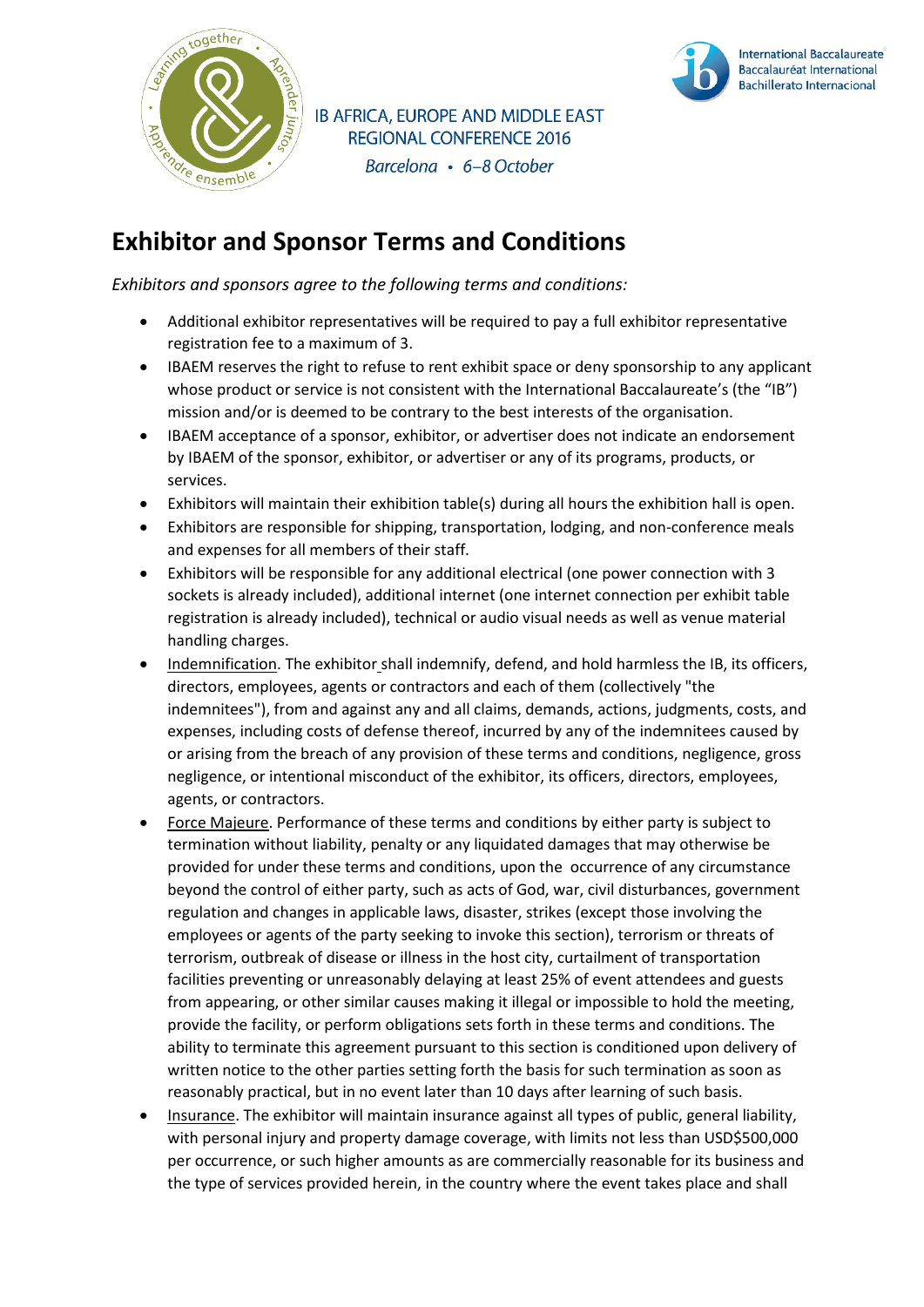IB AFRICA, EUROPE AND MIDDLE EAST
REGIONAL CONFERENCE 2016
*Barcelona • 6–8 October*

# Exhibitor and Sponsor Terms and Conditions

*Exhibitors and sponsors agree to the following terms and conditions:*

- Additional exhibitor representatives will be required to pay a full exhibitor representative registration fee to a maximum of 3.
- IBAEM reserves the right to refuse to rent exhibit space or deny sponsorship to any applicant whose product or service is not consistent with the International Baccalaureate's (the "IB") mission and/or is deemed to be contrary to the best interests of the organisation.
- IBAEM acceptance of a sponsor, exhibitor, or advertiser does not indicate an endorsement by IBAEM of the sponsor, exhibitor, or advertiser or any of its programs, products, or services.
- Exhibitors will maintain their exhibition table(s) during all hours the exhibition hall is open.
- Exhibitors are responsible for shipping, transportation, lodging, and non-conference meals and expenses for all members of their staff.
- Exhibitors will be responsible for any additional electrical (one power connection with 3 sockets is already included), additional internet (one internet connection per exhibit table registration is already included), technical or audio visual needs as well as venue material handling charges.
- Indemnification. The exhibitor shall indemnify, defend, and hold harmless the IB, its officers, directors, employees, agents or contractors and each of them (collectively "the indemnitees"), from and against any and all claims, demands, actions, judgments, costs, and expenses, including costs of defense thereof, incurred by any of the indemnitees caused by or arising from the breach of any provision of these terms and conditions, negligence, gross negligence, or intentional misconduct of the exhibitor, its officers, directors, employees, agents, or contractors.
- Force Majeure. Performance of these terms and conditions by either party is subject to termination without liability, penalty or any liquidated damages that may otherwise be provided for under these terms and conditions, upon the occurrence of any circumstance beyond the control of either party, such as acts of God, war, civil disturbances, government regulation and changes in applicable laws, disaster, strikes (except those involving the employees or agents of the party seeking to invoke this section), terrorism or threats of terrorism, outbreak of disease or illness in the host city, curtailment of transportation facilities preventing or unreasonably delaying at least 25% of event attendees and guests from appearing, or other similar causes making it illegal or impossible to hold the meeting, provide the facility, or perform obligations sets forth in these terms and conditions. The ability to terminate this agreement pursuant to this section is conditioned upon delivery of written notice to the other parties setting forth the basis for such termination as soon as reasonably practical, but in no event later than 10 days after learning of such basis.
- Insurance. The exhibitor will maintain insurance against all types of public, general liability, with personal injury and property damage coverage, with limits not less than USD$500,000 per occurrence, or such higher amounts as are commercially reasonable for its business and the type of services provided herein, in the country where the event takes place and shall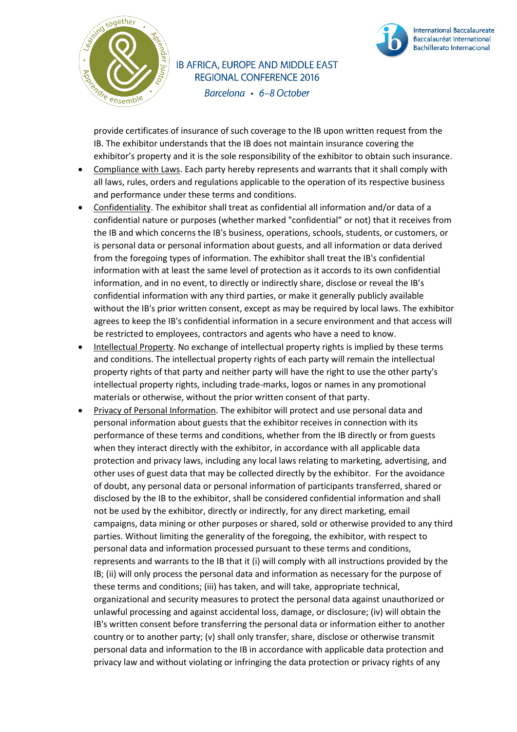provide certificates of insurance of such coverage to the IB upon written request from the IB. The exhibitor understands that the IB does not maintain insurance covering the exhibitor's property and it is the sole responsibility of the exhibitor to obtain such insurance.

- Compliance with Laws. Each party hereby represents and warrants that it shall comply with all laws, rules, orders and regulations applicable to the operation of its respective business and performance under these terms and conditions.
- Confidentiality. The exhibitor shall treat as confidential all information and/or data of a confidential nature or purposes (whether marked "confidential" or not) that it receives from the IB and which concerns the IB's business, operations, schools, students, or customers, or is personal data or personal information about guests, and all information or data derived from the foregoing types of information. The exhibitor shall treat the IB's confidential information with at least the same level of protection as it accords to its own confidential information, and in no event, to directly or indirectly share, disclose or reveal the IB's confidential information with any third parties, or make it generally publicly available without the IB's prior written consent, except as may be required by local laws. The exhibitor agrees to keep the IB's confidential information in a secure environment and that access will be restricted to employees, contractors and agents who have a need to know.
- Intellectual Property. No exchange of intellectual property rights is implied by these terms and conditions. The intellectual property rights of each party will remain the intellectual property rights of that party and neither party will have the right to use the other party's intellectual property rights, including trade-marks, logos or names in any promotional materials or otherwise, without the prior written consent of that party.
- Privacy of Personal Information. The exhibitor will protect and use personal data and personal information about guests that the exhibitor receives in connection with its performance of these terms and conditions, whether from the IB directly or from guests when they interact directly with the exhibitor, in accordance with all applicable data protection and privacy laws, including any local laws relating to marketing, advertising, and other uses of guest data that may be collected directly by the exhibitor. For the avoidance of doubt, any personal data or personal information of participants transferred, shared or disclosed by the IB to the exhibitor, shall be considered confidential information and shall not be used by the exhibitor, directly or indirectly, for any direct marketing, email campaigns, data mining or other purposes or shared, sold or otherwise provided to any third parties. Without limiting the generality of the foregoing, the exhibitor, with respect to personal data and information processed pursuant to these terms and conditions, represents and warrants to the IB that it (i) will comply with all instructions provided by the IB; (ii) will only process the personal data and information as necessary for the purpose of these terms and conditions; (iii) has taken, and will take, appropriate technical, organizational and security measures to protect the personal data against unauthorized or unlawful processing and against accidental loss, damage, or disclosure; (iv) will obtain the IB's written consent before transferring the personal data or information either to another country or to another party; (v) shall only transfer, share, disclose or otherwise transmit personal data and information to the IB in accordance with applicable data protection and privacy law and without violating or infringing the data protection or privacy rights of any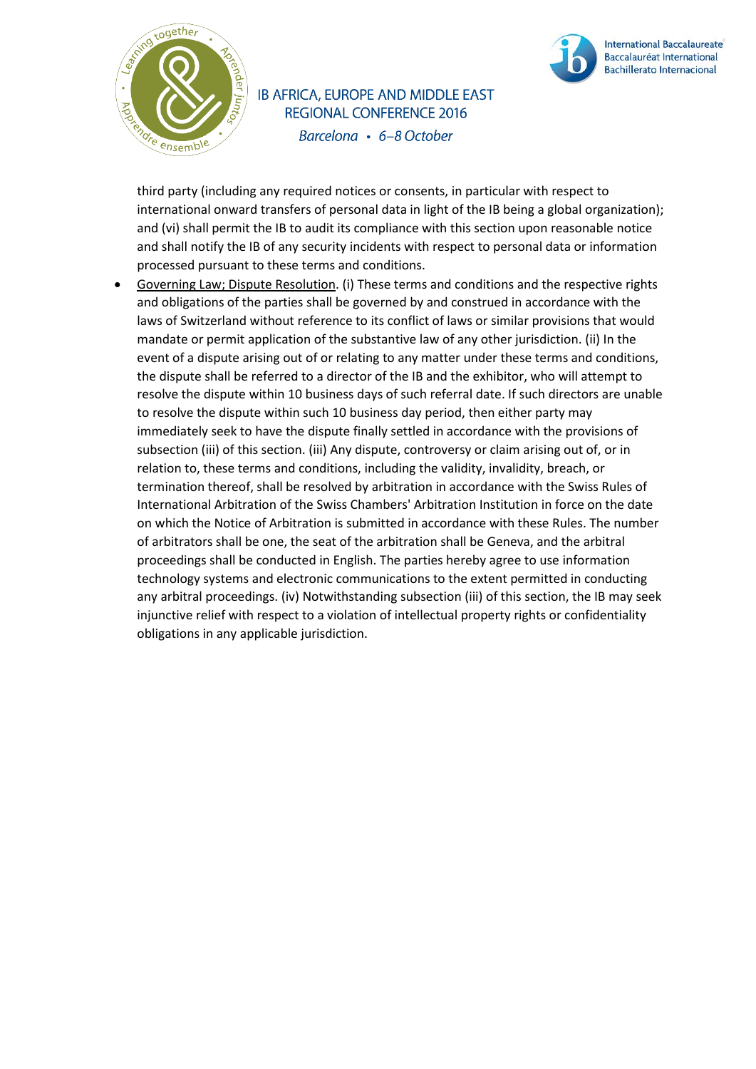third party (including any required notices or consents, in particular with respect to international onward transfers of personal data in light of the IB being a global organization); and (vi) shall permit the IB to audit its compliance with this section upon reasonable notice and shall notify the IB of any security incidents with respect to personal data or information processed pursuant to these terms and conditions.

- Governing Law; Dispute Resolution. (i) These terms and conditions and the respective rights and obligations of the parties shall be governed by and construed in accordance with the laws of Switzerland without reference to its conflict of laws or similar provisions that would mandate or permit application of the substantive law of any other jurisdiction. (ii) In the event of a dispute arising out of or relating to any matter under these terms and conditions, the dispute shall be referred to a director of the IB and the exhibitor, who will attempt to resolve the dispute within 10 business days of such referral date. If such directors are unable to resolve the dispute within such 10 business day period, then either party may immediately seek to have the dispute finally settled in accordance with the provisions of subsection (iii) of this section. (iii) Any dispute, controversy or claim arising out of, or in relation to, these terms and conditions, including the validity, invalidity, breach, or termination thereof, shall be resolved by arbitration in accordance with the Swiss Rules of International Arbitration of the Swiss Chambers' Arbitration Institution in force on the date on which the Notice of Arbitration is submitted in accordance with these Rules. The number of arbitrators shall be one, the seat of the arbitration shall be Geneva, and the arbitral proceedings shall be conducted in English. The parties hereby agree to use information technology systems and electronic communications to the extent permitted in conducting any arbitral proceedings. (iv) Notwithstanding subsection (iii) of this section, the IB may seek injunctive relief with respect to a violation of intellectual property rights or confidentiality obligations in any applicable jurisdiction.